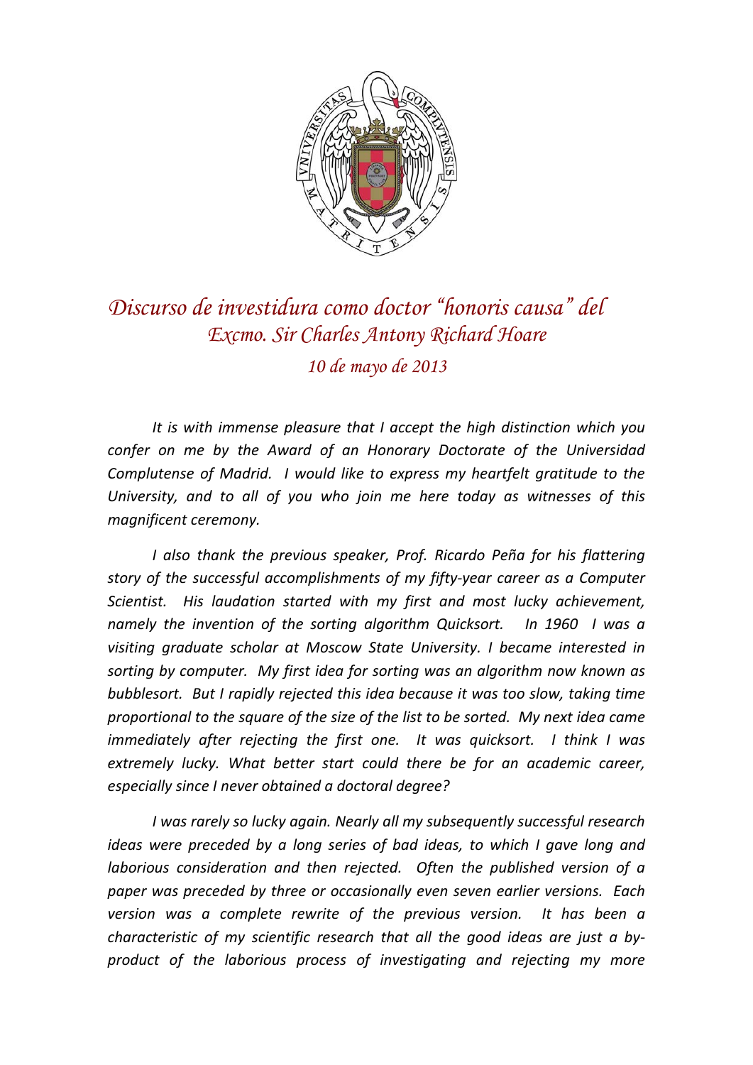# *Discurso de investidura como doctor "honoris causa" del Excmo. Sir Charles Antony Richard Hoare*

*10 de mayo de 2013*

*It is with immense pleasure that I accept the high distinction which you confer on me by the Award of an Honorary Doctorate of the Universidad Complutense of Madrid. I would like to express my heartfelt gratitude to the University, and to all of you who join me here today as witnesses of this magnificent ceremony.*

*I also thank the previous speaker, Prof. Ricardo Peña for his flattering story of the successful accomplishments of my fifty-year career as a Computer Scientist. His laudation started with my first and most lucky achievement, namely the invention of the sorting algorithm Quicksort. In 1960 I was a visiting graduate scholar at Moscow State University. I became interested in sorting by computer. My first idea for sorting was an algorithm now known as bubblesort. But I rapidly rejected this idea because it was too slow, taking time proportional to the square of the size of the list to be sorted. My next idea came immediately after rejecting the first one. It was quicksort. I think I was extremely lucky. What better start could there be for an academic career, especially since I never obtained a doctoral degree?*

*I was rarely so lucky again. Nearly all my subsequently successful research ideas were preceded by a long series of bad ideas, to which I gave long and laborious consideration and then rejected. Often the published version of a paper was preceded by three or occasionally even seven earlier versions. Each version was a complete rewrite of the previous version. It has been a characteristic of my scientific research that all the good ideas are just a by-product of the laborious process of investigating and rejecting my more*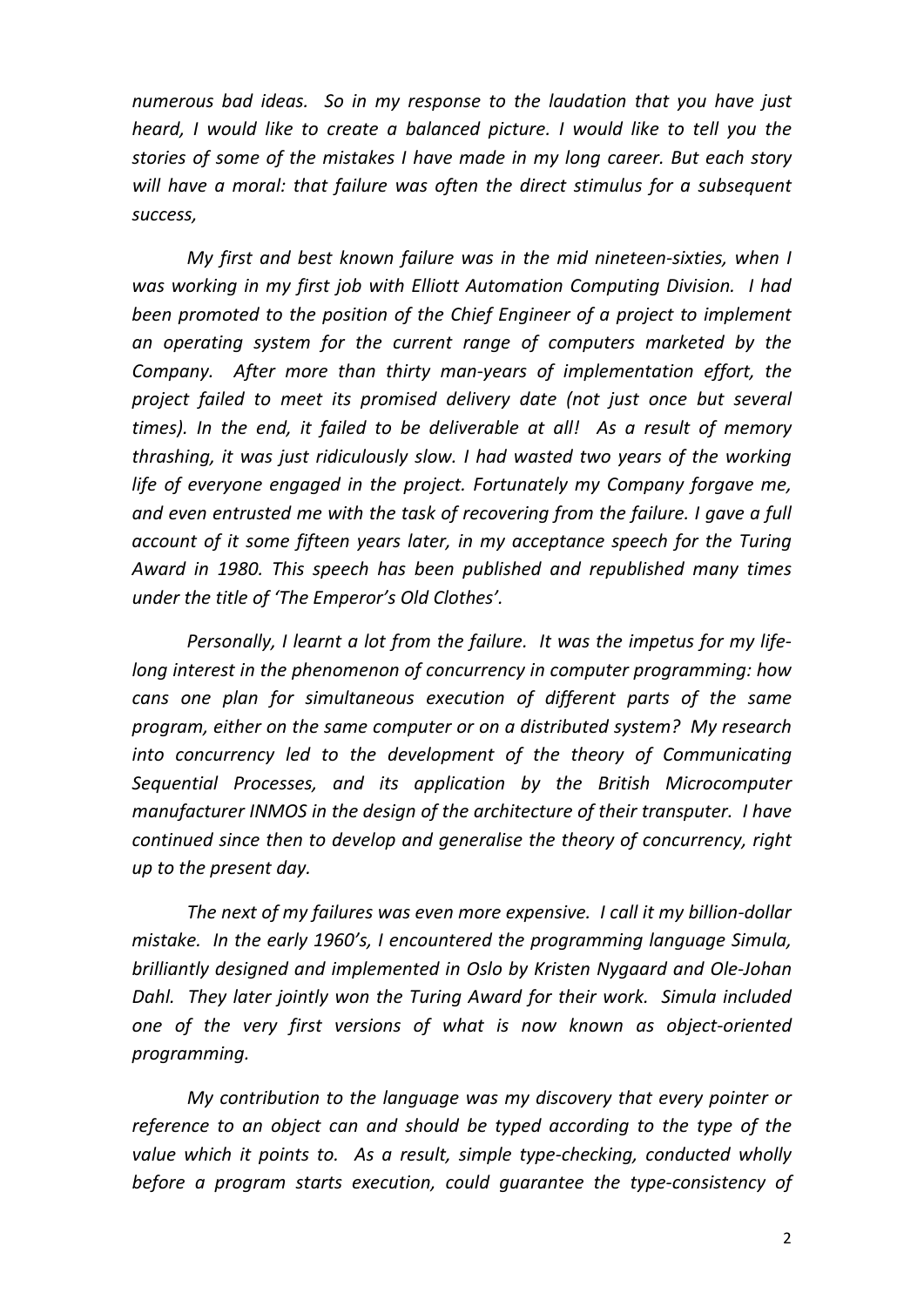*numerous bad ideas. So in my response to the laudation that you have just heard, I would like to create a balanced picture. I would like to tell you the stories of some of the mistakes I have made in my long career. But each story will have a moral: that failure was often the direct stimulus for a subsequent success,*

*My first and best known failure was in the mid nineteen-sixties, when I was working in my first job with Elliott Automation Computing Division. I had been promoted to the position of the Chief Engineer of a project to implement an operating system for the current range of computers marketed by the Company. After more than thirty man-years of implementation effort, the project failed to meet its promised delivery date (not just once but several times). In the end, it failed to be deliverable at all! As a result of memory thrashing, it was just ridiculously slow. I had wasted two years of the working life of everyone engaged in the project. Fortunately my Company forgave me, and even entrusted me with the task of recovering from the failure. I gave a full account of it some fifteen years later, in my acceptance speech for the Turing Award in 1980. This speech has been published and republished many times under the title of 'The Emperor's Old Clothes'.*

*Personally, I learnt a lot from the failure. It was the impetus for my life-long interest in the phenomenon of concurrency in computer programming: how cans one plan for simultaneous execution of different parts of the same program, either on the same computer or on a distributed system? My research into concurrency led to the development of the theory of Communicating Sequential Processes, and its application by the British Microcomputer manufacturer INMOS in the design of the architecture of their transputer. I have continued since then to develop and generalise the theory of concurrency, right up to the present day.*

*The next of my failures was even more expensive. I call it my billion-dollar mistake. In the early 1960's, I encountered the programming language Simula, brilliantly designed and implemented in Oslo by Kristen Nygaard and Ole-Johan Dahl. They later jointly won the Turing Award for their work. Simula included one of the very first versions of what is now known as object-oriented programming.*

*My contribution to the language was my discovery that every pointer or reference to an object can and should be typed according to the type of the value which it points to. As a result, simple type-checking, conducted wholly before a program starts execution, could guarantee the type-consistency of*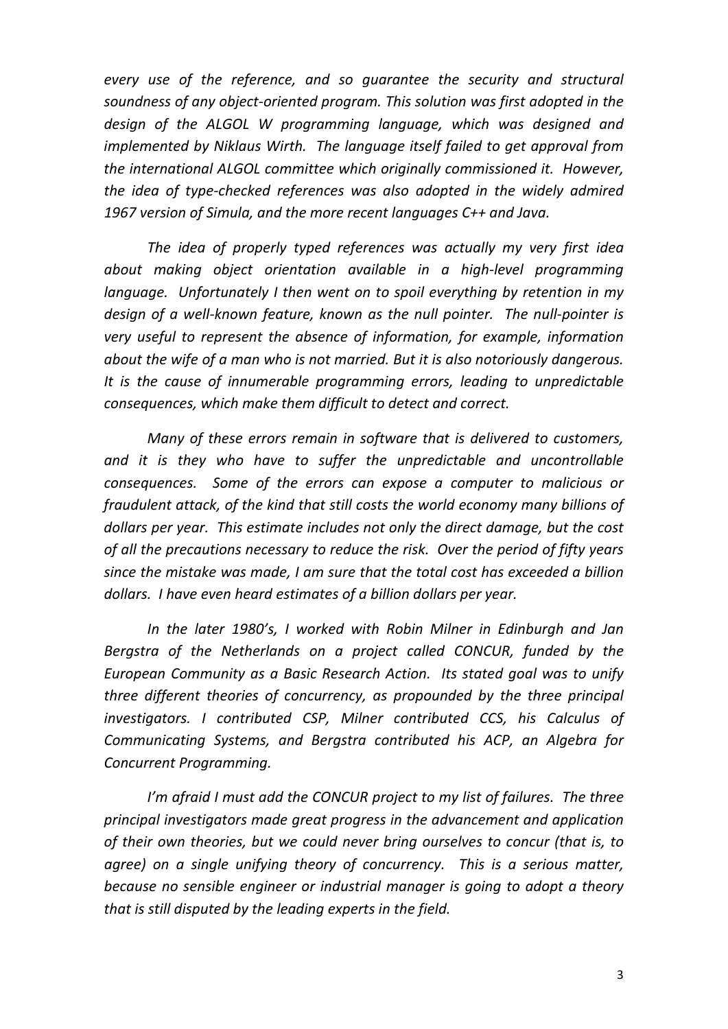*every use of the reference, and so guarantee the security and structural soundness of any object-oriented program. This solution was first adopted in the design of the ALGOL W programming language, which was designed and implemented by Niklaus Wirth. The language itself failed to get approval from the international ALGOL committee which originally commissioned it. However, the idea of type-checked references was also adopted in the widely admired 1967 version of Simula, and the more recent languages C++ and Java.*

*The idea of properly typed references was actually my very first idea about making object orientation available in a high-level programming language. Unfortunately I then went on to spoil everything by retention in my design of a well-known feature, known as the null pointer. The null-pointer is very useful to represent the absence of information, for example, information about the wife of a man who is not married. But it is also notoriously dangerous. It is the cause of innumerable programming errors, leading to unpredictable consequences, which make them difficult to detect and correct.*

*Many of these errors remain in software that is delivered to customers, and it is they who have to suffer the unpredictable and uncontrollable consequences. Some of the errors can expose a computer to malicious or fraudulent attack, of the kind that still costs the world economy many billions of dollars per year. This estimate includes not only the direct damage, but the cost of all the precautions necessary to reduce the risk. Over the period of fifty years since the mistake was made, I am sure that the total cost has exceeded a billion dollars. I have even heard estimates of a billion dollars per year.*

*In the later 1980's, I worked with Robin Milner in Edinburgh and Jan Bergstra of the Netherlands on a project called CONCUR, funded by the European Community as a Basic Research Action. Its stated goal was to unify three different theories of concurrency, as propounded by the three principal investigators. I contributed CSP, Milner contributed CCS, his Calculus of Communicating Systems, and Bergstra contributed his ACP, an Algebra for Concurrent Programming.*

*I'm afraid I must add the CONCUR project to my list of failures. The three principal investigators made great progress in the advancement and application of their own theories, but we could never bring ourselves to concur (that is, to agree) on a single unifying theory of concurrency. This is a serious matter, because no sensible engineer or industrial manager is going to adopt a theory that is still disputed by the leading experts in the field.*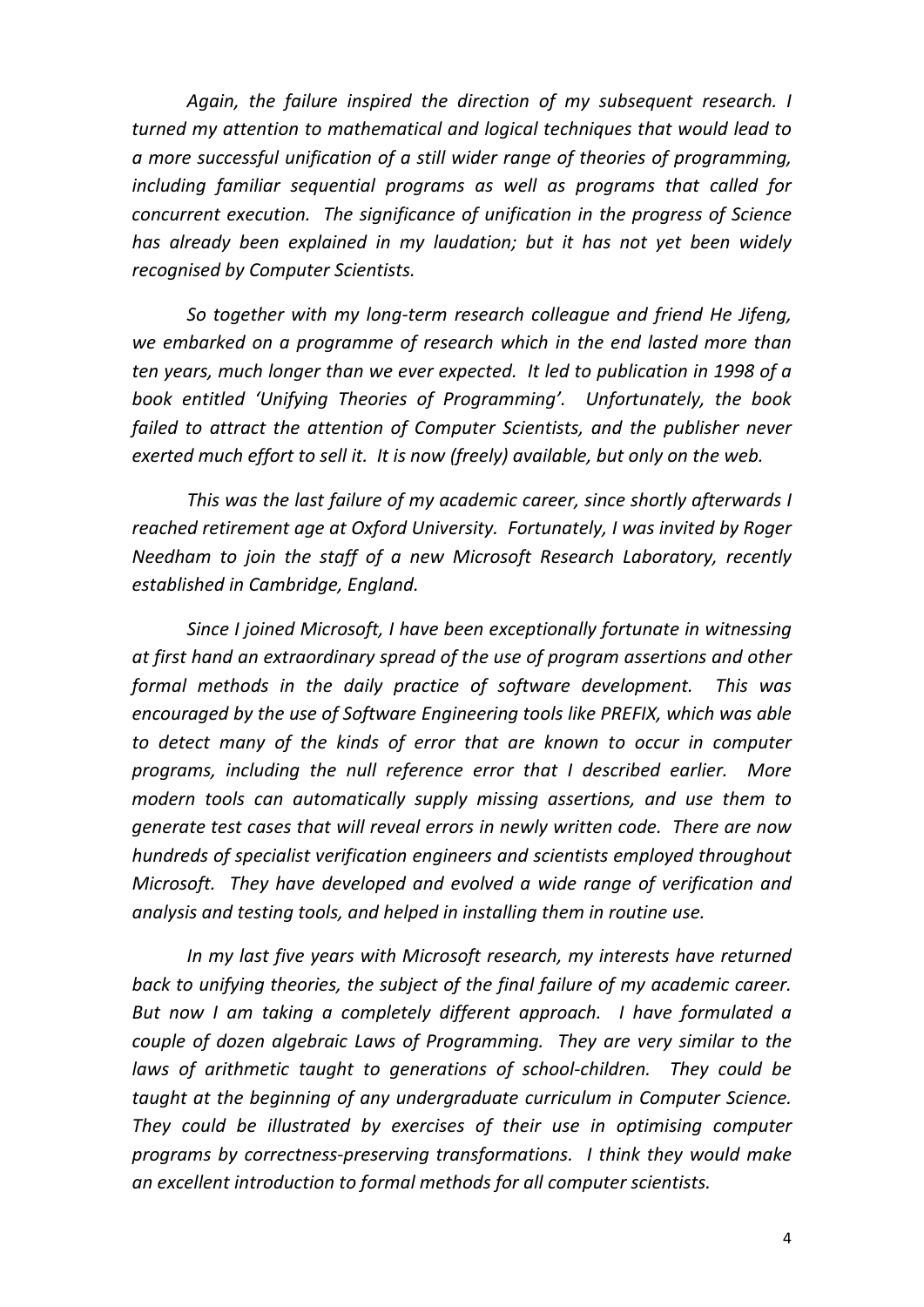*Again, the failure inspired the direction of my subsequent research. I turned my attention to mathematical and logical techniques that would lead to a more successful unification of a still wider range of theories of programming, including familiar sequential programs as well as programs that called for concurrent execution. The significance of unification in the progress of Science has already been explained in my laudation; but it has not yet been widely recognised by Computer Scientists.*

*So together with my long-term research colleague and friend He Jifeng, we embarked on a programme of research which in the end lasted more than ten years, much longer than we ever expected. It led to publication in 1998 of a book entitled 'Unifying Theories of Programming'. Unfortunately, the book failed to attract the attention of Computer Scientists, and the publisher never exerted much effort to sell it. It is now (freely) available, but only on the web.*

*This was the last failure of my academic career, since shortly afterwards I reached retirement age at Oxford University. Fortunately, I was invited by Roger Needham to join the staff of a new Microsoft Research Laboratory, recently established in Cambridge, England.*

*Since I joined Microsoft, I have been exceptionally fortunate in witnessing at first hand an extraordinary spread of the use of program assertions and other formal methods in the daily practice of software development. This was encouraged by the use of Software Engineering tools like PREFIX, which was able to detect many of the kinds of error that are known to occur in computer programs, including the null reference error that I described earlier. More modern tools can automatically supply missing assertions, and use them to generate test cases that will reveal errors in newly written code. There are now hundreds of specialist verification engineers and scientists employed throughout Microsoft. They have developed and evolved a wide range of verification and analysis and testing tools, and helped in installing them in routine use.*

*In my last five years with Microsoft research, my interests have returned back to unifying theories, the subject of the final failure of my academic career. But now I am taking a completely different approach. I have formulated a couple of dozen algebraic Laws of Programming. They are very similar to the laws of arithmetic taught to generations of school-children. They could be taught at the beginning of any undergraduate curriculum in Computer Science. They could be illustrated by exercises of their use in optimising computer programs by correctness-preserving transformations. I think they would make an excellent introduction to formal methods for all computer scientists.*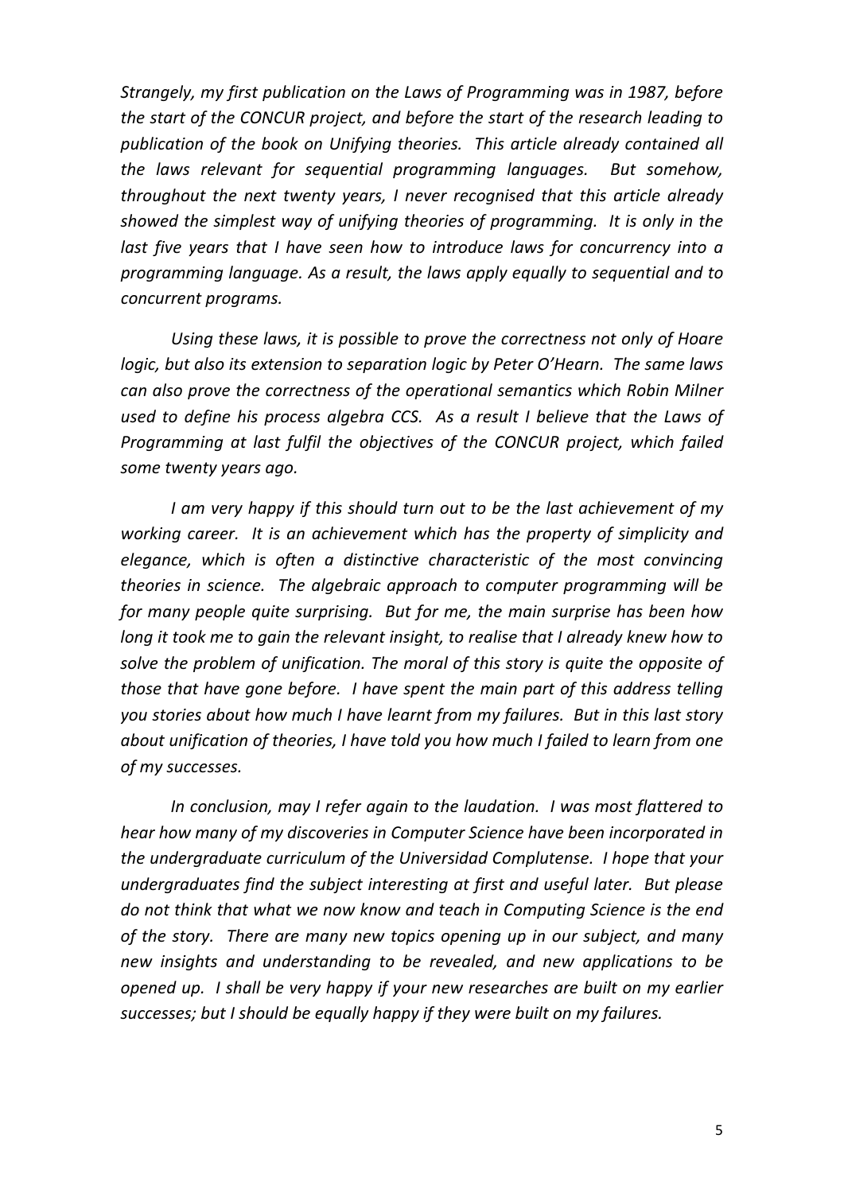*Strangely, my first publication on the Laws of Programming was in 1987, before the start of the CONCUR project, and before the start of the research leading to publication of the book on Unifying theories. This article already contained all the laws relevant for sequential programming languages. But somehow, throughout the next twenty years, I never recognised that this article already showed the simplest way of unifying theories of programming. It is only in the last five years that I have seen how to introduce laws for concurrency into a programming language. As a result, the laws apply equally to sequential and to concurrent programs.*

*Using these laws, it is possible to prove the correctness not only of Hoare logic, but also its extension to separation logic by Peter O'Hearn. The same laws can also prove the correctness of the operational semantics which Robin Milner used to define his process algebra CCS. As a result I believe that the Laws of Programming at last fulfil the objectives of the CONCUR project, which failed some twenty years ago.*

*I am very happy if this should turn out to be the last achievement of my working career. It is an achievement which has the property of simplicity and elegance, which is often a distinctive characteristic of the most convincing theories in science. The algebraic approach to computer programming will be for many people quite surprising. But for me, the main surprise has been how long it took me to gain the relevant insight, to realise that I already knew how to solve the problem of unification. The moral of this story is quite the opposite of those that have gone before. I have spent the main part of this address telling you stories about how much I have learnt from my failures. But in this last story about unification of theories, I have told you how much I failed to learn from one of my successes.*

*In conclusion, may I refer again to the laudation. I was most flattered to hear how many of my discoveries in Computer Science have been incorporated in the undergraduate curriculum of the Universidad Complutense. I hope that your undergraduates find the subject interesting at first and useful later. But please do not think that what we now know and teach in Computing Science is the end of the story. There are many new topics opening up in our subject, and many new insights and understanding to be revealed, and new applications to be opened up. I shall be very happy if your new researches are built on my earlier successes; but I should be equally happy if they were built on my failures.*